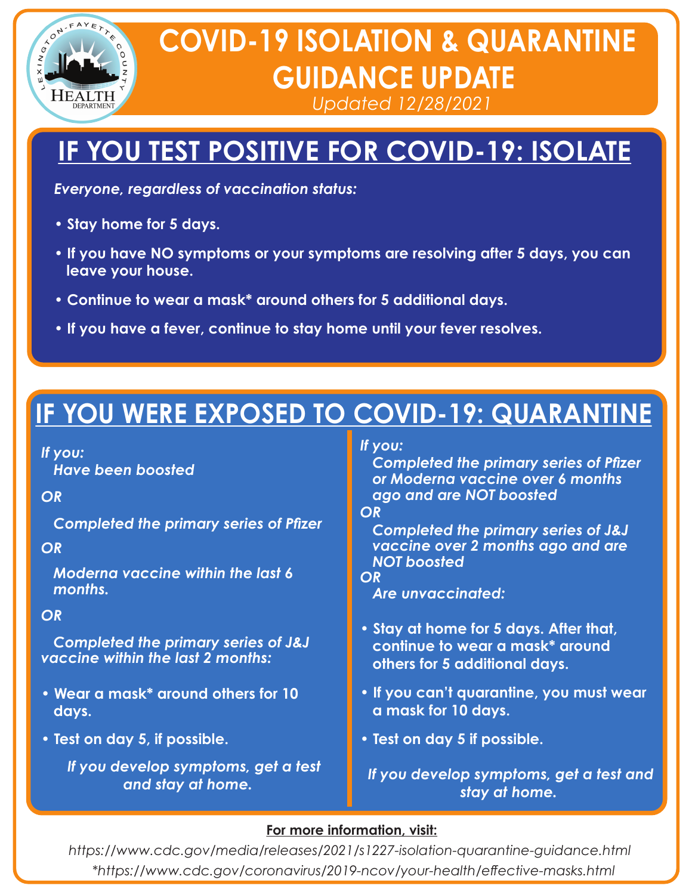LEXINGTON-FAYETTE COUNTY HEALTH DEPARTMENT

# COVID-19 ISOLATION & QUARANTINE GUIDANCE UPDATE

*Updated 12/28/2021*

## IF YOU TEST POSITIVE FOR COVID-19: ISOLATE

***Everyone, regardless of vaccination status:***

- **Stay home for 5 days.**
- **If you have NO symptoms or your symptoms are resolving after 5 days, you can leave your house.**
- **Continue to wear a mask\* around others for 5 additional days.**
- **If you have a fever, continue to stay home until your fever resolves.**

## IF YOU WERE EXPOSED TO COVID-19: QUARANTINE

***If you:***

***Have been boosted***

***OR***

***Completed the primary series of Pfizer***

***OR***

***Moderna vaccine within the last 6 months.***

***OR***

***Completed the primary series of J&J vaccine within the last 2 months:***

- **Wear a mask\* around others for 10 days.**
- **Test on day 5, if possible.**

***If you develop symptoms, get a test and stay at home.***

***If you:***

***Completed the primary series of Pfizer or Moderna vaccine over 6 months ago and are NOT boosted***

***OR***

***Completed the primary series of J&J vaccine over 2 months ago and are NOT boosted***

***OR***

***Are unvaccinated:***

- **Stay at home for 5 days. After that, continue to wear a mask\* around others for 5 additional days.**
- **If you can't quarantine, you must wear a mask for 10 days.**
- **Test on day 5 if possible.**

***If you develop symptoms, get a test and stay at home.***

**For more information, visit:**

*https://www.cdc.gov/media/releases/2021/s1227-isolation-quarantine-guidance.html*

*\*https://www.cdc.gov/coronavirus/2019-ncov/your-health/effective-masks.html*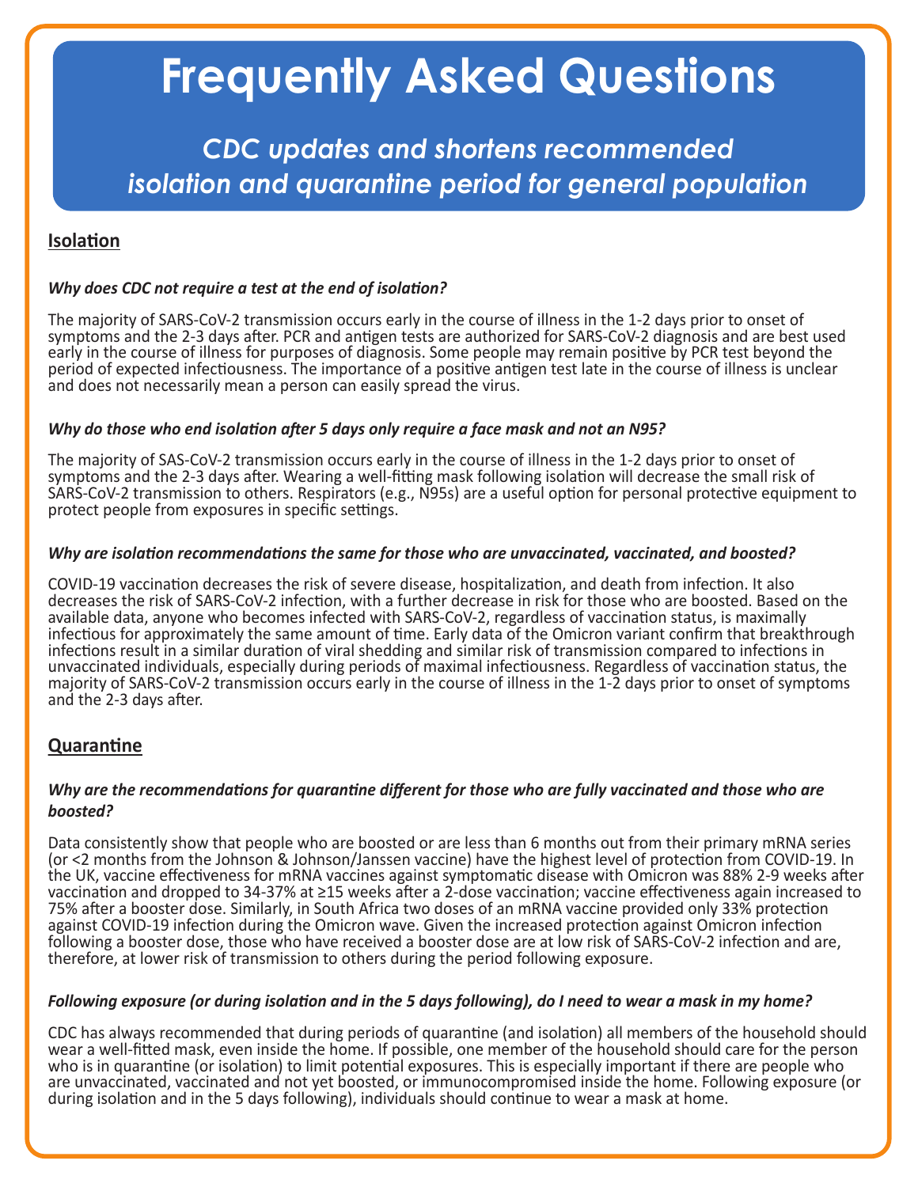# Frequently Asked Questions

## *CDC updates and shortens recommended isolation and quarantine period for general population*

## Isolation

### *Why does CDC not require a test at the end of isolation?*

The majority of SARS-CoV-2 transmission occurs early in the course of illness in the 1-2 days prior to onset of symptoms and the 2-3 days after. PCR and antigen tests are authorized for SARS-CoV-2 diagnosis and are best used early in the course of illness for purposes of diagnosis. Some people may remain positive by PCR test beyond the period of expected infectiousness. The importance of a positive antigen test late in the course of illness is unclear and does not necessarily mean a person can easily spread the virus.

### *Why do those who end isolation after 5 days only require a face mask and not an N95?*

The majority of SAS-CoV-2 transmission occurs early in the course of illness in the 1-2 days prior to onset of symptoms and the 2-3 days after. Wearing a well-fitting mask following isolation will decrease the small risk of SARS-CoV-2 transmission to others. Respirators (e.g., N95s) are a useful option for personal protective equipment to protect people from exposures in specific settings.

### *Why are isolation recommendations the same for those who are unvaccinated, vaccinated, and boosted?*

COVID-19 vaccination decreases the risk of severe disease, hospitalization, and death from infection. It also decreases the risk of SARS-CoV-2 infection, with a further decrease in risk for those who are boosted. Based on the available data, anyone who becomes infected with SARS-CoV-2, regardless of vaccination status, is maximally infectious for approximately the same amount of time. Early data of the Omicron variant confirm that breakthrough infections result in a similar duration of viral shedding and similar risk of transmission compared to infections in unvaccinated individuals, especially during periods of maximal infectiousness. Regardless of vaccination status, the majority of SARS-CoV-2 transmission occurs early in the course of illness in the 1-2 days prior to onset of symptoms and the 2-3 days after.

## Quarantine

### *Why are the recommendations for quarantine different for those who are fully vaccinated and those who are boosted?*

Data consistently show that people who are boosted or are less than 6 months out from their primary mRNA series (or <2 months from the Johnson & Johnson/Janssen vaccine) have the highest level of protection from COVID-19. In the UK, vaccine effectiveness for mRNA vaccines against symptomatic disease with Omicron was 88% 2-9 weeks after vaccination and dropped to 34-37% at ≥15 weeks after a 2-dose vaccination; vaccine effectiveness again increased to 75% after a booster dose. Similarly, in South Africa two doses of an mRNA vaccine provided only 33% protection against COVID-19 infection during the Omicron wave. Given the increased protection against Omicron infection following a booster dose, those who have received a booster dose are at low risk of SARS-CoV-2 infection and are, therefore, at lower risk of transmission to others during the period following exposure.

### *Following exposure (or during isolation and in the 5 days following), do I need to wear a mask in my home?*

CDC has always recommended that during periods of quarantine (and isolation) all members of the household should wear a well-fitted mask, even inside the home. If possible, one member of the household should care for the person who is in quarantine (or isolation) to limit potential exposures. This is especially important if there are people who are unvaccinated, vaccinated and not yet boosted, or immunocompromised inside the home. Following exposure (or during isolation and in the 5 days following), individuals should continue to wear a mask at home.